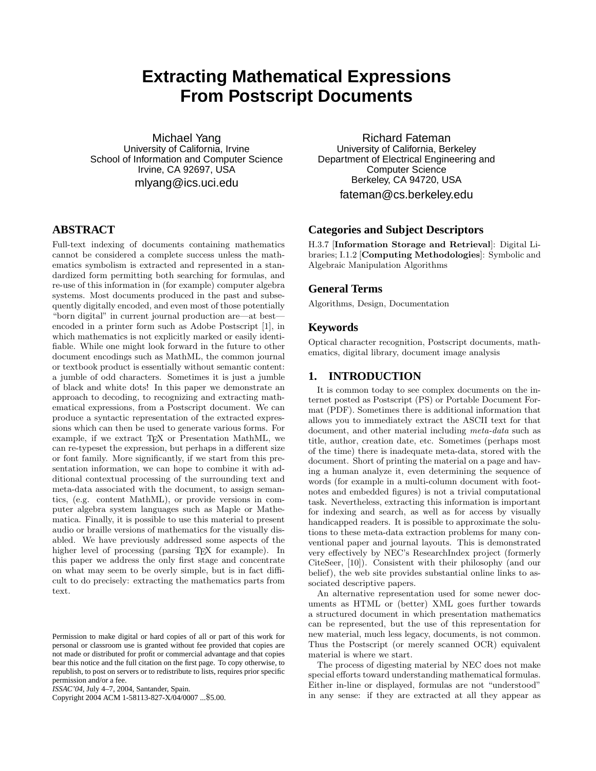# Extracting Mathematical Expressions From Postscript Documents

Michael Yang
University of California, Irvine
School of Information and Computer Science
Irvine, CA 92697, USA
mlyang@ics.uci.edu

Richard Fateman
University of California, Berkeley
Department of Electrical Engineering and Computer Science
Berkeley, CA 94720, USA
fateman@cs.berkeley.edu

## ABSTRACT

Full-text indexing of documents containing mathematics cannot be considered a complete success unless the mathematics symbolism is extracted and represented in a standardized form permitting both searching for formulas, and re-use of this information in (for example) computer algebra systems. Most documents produced in the past and subsequently digitally encoded, and even most of those potentially "born digital" in current journal production are—at best—encoded in a printer form such as Adobe Postscript [1], in which mathematics is not explicitly marked or easily identifiable. While one might look forward in the future to other document encodings such as MathML, the common journal or textbook product is essentially without semantic content: a jumble of odd characters. Sometimes it is just a jumble of black and white dots! In this paper we demonstrate an approach to decoding, to recognizing and extracting mathematical expressions, from a Postscript document. We can produce a syntactic representation of the extracted expressions which can then be used to generate various forms. For example, if we extract TEX or Presentation MathML, we can re-typeset the expression, but perhaps in a different size or font family. More significantly, if we start from this presentation information, we can hope to combine it with additional contextual processing of the surrounding text and meta-data associated with the document, to assign semantics, (e.g. content MathML), or provide versions in computer algebra system languages such as Maple or Mathematica. Finally, it is possible to use this material to present audio or braille versions of mathematics for the visually disabled. We have previously addressed some aspects of the higher level of processing (parsing TEX for example). In this paper we address the only first stage and concentrate on what may seem to be overly simple, but is in fact difficult to do precisely: extracting the mathematics parts from text.

Permission to make digital or hard copies of all or part of this work for personal or classroom use is granted without fee provided that copies are not made or distributed for profit or commercial advantage and that copies bear this notice and the full citation on the first page. To copy otherwise, to republish, to post on servers or to redistribute to lists, requires prior specific permission and/or a fee.
*ISSAC'04,* July 4–7, 2004, Santander, Spain.
Copyright 2004 ACM 1-58113-827-X/04/0007 ...$5.00.

## Categories and Subject Descriptors

H.3.7 [**Information Storage and Retrieval**]: Digital Libraries; I.1.2 [**Computing Methodologies**]: Symbolic and Algebraic Manipulation Algorithms

## General Terms

Algorithms, Design, Documentation

## Keywords

Optical character recognition, Postscript documents, mathematics, digital library, document image analysis

## 1. INTRODUCTION

It is common today to see complex documents on the internet posted as Postscript (PS) or Portable Document Format (PDF). Sometimes there is additional information that allows you to immediately extract the ASCII text for that document, and other material including *meta-data* such as title, author, creation date, etc. Sometimes (perhaps most of the time) there is inadequate meta-data, stored with the document. Short of printing the material on a page and having a human analyze it, even determining the sequence of words (for example in a multi-column document with footnotes and embedded figures) is not a trivial computational task. Nevertheless, extracting this information is important for indexing and search, as well as for access by visually handicapped readers. It is possible to approximate the solutions to these meta-data extraction problems for many conventional paper and journal layouts. This is demonstrated very effectively by NEC's ResearchIndex project (formerly CiteSeer, [10]). Consistent with their philosophy (and our belief), the web site provides substantial online links to associated descriptive papers.

An alternative representation used for some newer documents as HTML or (better) XML goes further towards a structured document in which presentation mathematics can be represented, but the use of this representation for new material, much less legacy, documents, is not common. Thus the Postscript (or merely scanned OCR) equivalent material is where we start.

The process of digesting material by NEC does not make special efforts toward understanding mathematical formulas. Either in-line or displayed, formulas are not "understood" in any sense: if they are extracted at all they appear as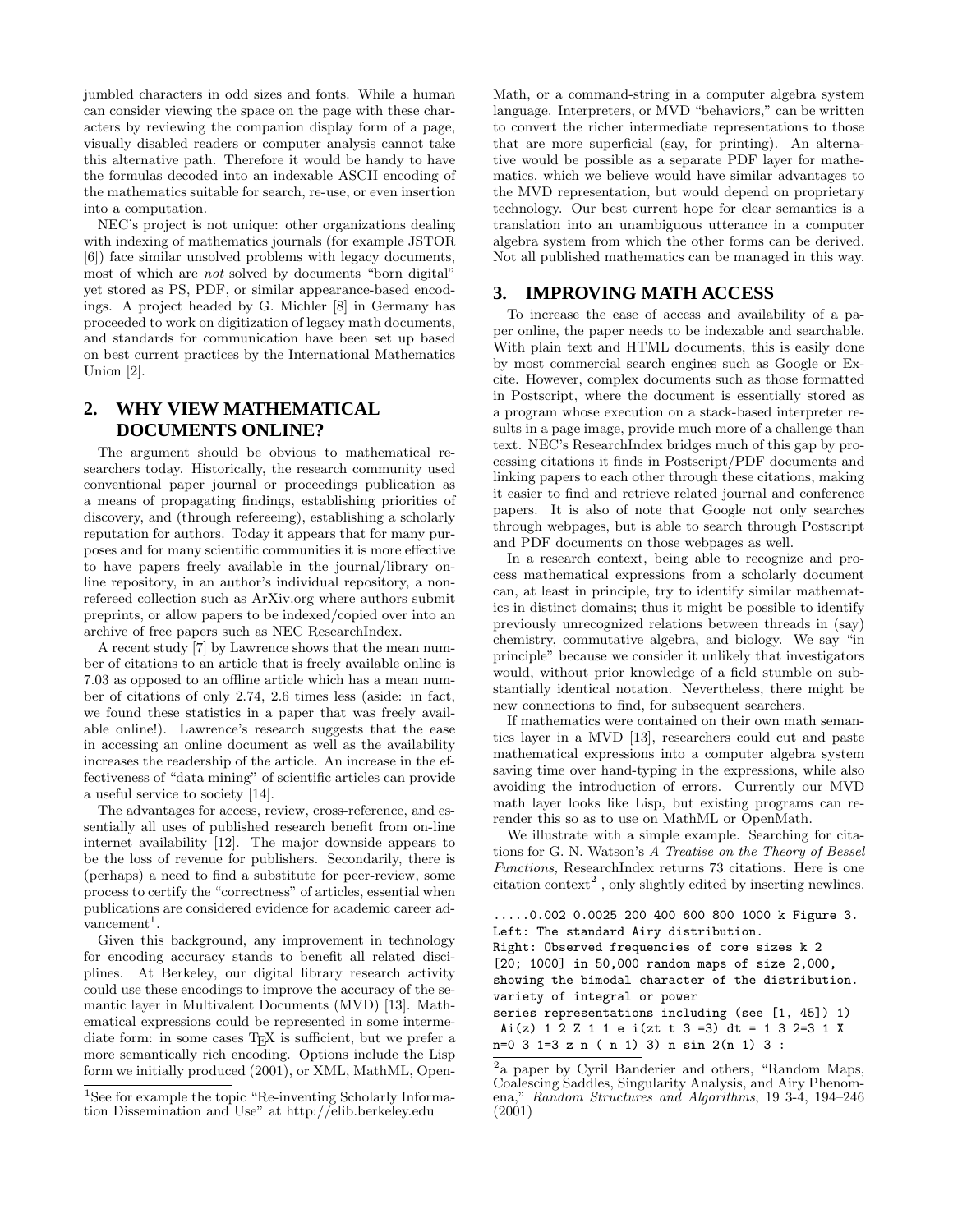jumbled characters in odd sizes and fonts. While a human can consider viewing the space on the page with these characters by reviewing the companion display form of a page, visually disabled readers or computer analysis cannot take this alternative path. Therefore it would be handy to have the formulas decoded into an indexable ASCII encoding of the mathematics suitable for search, re-use, or even insertion into a computation.

NEC's project is not unique: other organizations dealing with indexing of mathematics journals (for example JSTOR [6]) face similar unsolved problems with legacy documents, most of which are *not* solved by documents "born digital" yet stored as PS, PDF, or similar appearance-based encodings. A project headed by G. Michler [8] in Germany has proceeded to work on digitization of legacy math documents, and standards for communication have been set up based on best current practices by the International Mathematics Union [2].

## 2. WHY VIEW MATHEMATICAL DOCUMENTS ONLINE?

The argument should be obvious to mathematical researchers today. Historically, the research community used conventional paper journal or proceedings publication as a means of propagating findings, establishing priorities of discovery, and (through refereeing), establishing a scholarly reputation for authors. Today it appears that for many purposes and for many scientific communities it is more effective to have papers freely available in the journal/library online repository, in an author's individual repository, a nonrefereed collection such as ArXiv.org where authors submit preprints, or allow papers to be indexed/copied over into an archive of free papers such as NEC ResearchIndex.

A recent study [7] by Lawrence shows that the mean number of citations to an article that is freely available online is 7.03 as opposed to an offline article which has a mean number of citations of only 2.74, 2.6 times less (aside: in fact, we found these statistics in a paper that was freely available online!). Lawrence's research suggests that the ease in accessing an online document as well as the availability increases the readership of the article. An increase in the effectiveness of "data mining" of scientific articles can provide a useful service to society [14].

The advantages for access, review, cross-reference, and essentially all uses of published research benefit from on-line internet availability [12]. The major downside appears to be the loss of revenue for publishers. Secondarily, there is (perhaps) a need to find a substitute for peer-review, some process to certify the "correctness" of articles, essential when publications are considered evidence for academic career advancement[1].

Given this background, any improvement in technology for encoding accuracy stands to benefit all related disciplines. At Berkeley, our digital library research activity could use these encodings to improve the accuracy of the semantic layer in Multivalent Documents (MVD) [13]. Mathematical expressions could be represented in some intermediate form: in some cases TEX is sufficient, but we prefer a more semantically rich encoding. Options include the Lisp form we initially produced (2001), or XML, MathML, OpenMath, or a command-string in a computer algebra system language. Interpreters, or MVD "behaviors," can be written to convert the richer intermediate representations to those that are more superficial (say, for printing). An alternative would be possible as a separate PDF layer for mathematics, which we believe would have similar advantages to the MVD representation, but would depend on proprietary technology. Our best current hope for clear semantics is a translation into an unambiguous utterance in a computer algebra system from which the other forms can be derived. Not all published mathematics can be managed in this way.

## 3. IMPROVING MATH ACCESS

To increase the ease of access and availability of a paper online, the paper needs to be indexable and searchable. With plain text and HTML documents, this is easily done by most commercial search engines such as Google or Excite. However, complex documents such as those formatted in Postscript, where the document is essentially stored as a program whose execution on a stack-based interpreter results in a page image, provide much more of a challenge than text. NEC's ResearchIndex bridges much of this gap by processing citations it finds in Postscript/PDF documents and linking papers to each other through these citations, making it easier to find and retrieve related journal and conference papers. It is also of note that Google not only searches through webpages, but is able to search through Postscript and PDF documents on those webpages as well.

In a research context, being able to recognize and process mathematical expressions from a scholarly document can, at least in principle, try to identify similar mathematics in distinct domains; thus it might be possible to identify previously unrecognized relations between threads in (say) chemistry, commutative algebra, and biology. We say "in principle" because we consider it unlikely that investigators would, without prior knowledge of a field stumble on substantially identical notation. Nevertheless, there might be new connections to find, for subsequent searchers.

If mathematics were contained on their own math semantics layer in a MVD [13], researchers could cut and paste mathematical expressions into a computer algebra system saving time over hand-typing in the expressions, while also avoiding the introduction of errors. Currently our MVD math layer looks like Lisp, but existing programs can rerender this so as to use on MathML or OpenMath.

We illustrate with a simple example. Searching for citations for G. N. Watson's *A Treatise on the Theory of Bessel Functions,* ResearchIndex returns 73 citations. Here is one citation context[2], only slightly edited by inserting newlines.

```
.....0.002 0.0025 200 400 600 800 1000 k Figure 3.
Left: The standard Airy distribution.
Right: Observed frequencies of core sizes k 2
[20; 1000] in 50,000 random maps of size 2,000,
showing the bimodal character of the distribution.
variety of integral or power
series representations including (see [1, 45]) 1)
 Ai(z) 1 2 Z 1 1 e i(zt t 3 =3) dt = 1 3 2=3 1 X
n=0 3 1=3 z n ( n 1) 3) n sin 2(n 1) 3 :
```

[1]See for example the topic "Re-inventing Scholarly Information Dissemination and Use" at http://elib.berkeley.edu

[2]a paper by Cyril Banderier and others, "Random Maps, Coalescing Saddles, Singularity Analysis, and Airy Phenomena," *Random Structures and Algorithms*, 19 3-4, 194–246 (2001)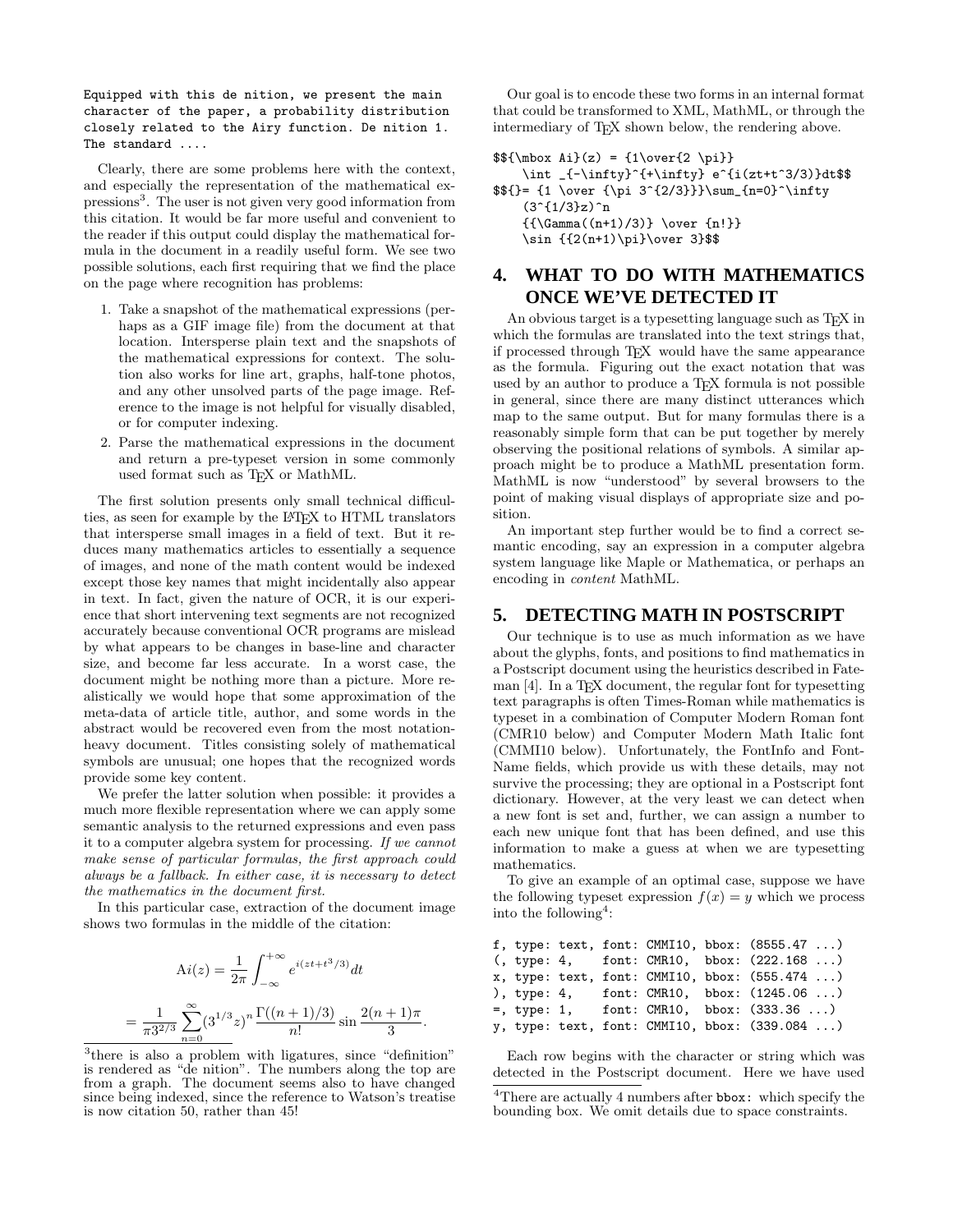```
Equipped with this de nition, we present the main
character of the paper, a probability distribution
closely related to the Airy function. De nition 1.
The standard ....
```

Clearly, there are some problems here with the context, and especially the representation of the mathematical expressions[3]. The user is not given very good information from this citation. It would be far more useful and convenient to the reader if this output could display the mathematical formula in the document in a readily useful form. We see two possible solutions, each first requiring that we find the place on the page where recognition has problems:

1. Take a snapshot of the mathematical expressions (perhaps as a GIF image file) from the document at that location. Intersperse plain text and the snapshots of the mathematical expressions for context. The solution also works for line art, graphs, half-tone photos, and any other unsolved parts of the page image. Reference to the image is not helpful for visually disabled, or for computer indexing.
2. Parse the mathematical expressions in the document and return a pre-typeset version in some commonly used format such as TEX or MathML.

The first solution presents only small technical difficulties, as seen for example by the LATEX to HTML translators that intersperse small images in a field of text. But it reduces many mathematics articles to essentially a sequence of images, and none of the math content would be indexed except those key names that might incidentally also appear in text. In fact, given the nature of OCR, it is our experience that short intervening text segments are not recognized accurately because conventional OCR programs are mislead by what appears to be changes in base-line and character size, and become far less accurate. In a worst case, the document might be nothing more than a picture. More realistically we would hope that some approximation of the meta-data of article title, author, and some words in the abstract would be recovered even from the most notation-heavy document. Titles consisting solely of mathematical symbols are unusual; one hopes that the recognized words provide some key content.

We prefer the latter solution when possible: it provides a much more flexible representation where we can apply some semantic analysis to the returned expressions and even pass it to a computer algebra system for processing. *If we cannot make sense of particular formulas, the first approach could always be a fallback. In either case, it is necessary to detect the mathematics in the document first.*

In this particular case, extraction of the document image shows two formulas in the middle of the citation:

$$\mathrm{A}i(z) = \frac{1}{2\pi}\int_{-\infty}^{+\infty} e^{i(zt+t^3/3)}dt$$

$$= \frac{1}{\pi 3^{2/3}}\sum_{n=0}^{\infty}(3^{1/3}z)^n \frac{\Gamma((n+1)/3)}{n!}\sin\frac{2(n+1)\pi}{3}.$$

[3]there is also a problem with ligatures, since "definition" is rendered as "de nition". The numbers along the top are from a graph. The document seems also to have changed since being indexed, since the reference to Watson's treatise is now citation 50, rather than 45!

Our goal is to encode these two forms in an internal format that could be transformed to XML, MathML, or through the intermediary of TEX shown below, the rendering above.

```
$${\mbox Ai}(z) = {1\over{2 \pi}}
    \int _{-\infty}^{+\infty} e^{i(zt+t^3/3)}dt$$
$${}= {1 \over {\pi 3^{2/3}}}\sum_{n=0}^\infty
    (3^{1/3}z)^n
    {{\Gamma((n+1)/3)} \over {n!}}
    \sin {{2(n+1)\pi}\over 3}$$
```

# 4. WHAT TO DO WITH MATHEMATICS ONCE WE'VE DETECTED IT

An obvious target is a typesetting language such as TEX in which the formulas are translated into the text strings that, if processed through TEX would have the same appearance as the formula. Figuring out the exact notation that was used by an author to produce a TEX formula is not possible in general, since there are many distinct utterances which map to the same output. But for many formulas there is a reasonably simple form that can be put together by merely observing the positional relations of symbols. A similar approach might be to produce a MathML presentation form. MathML is now "understood" by several browsers to the point of making visual displays of appropriate size and position.

An important step further would be to find a correct semantic encoding, say an expression in a computer algebra system language like Maple or Mathematica, or perhaps an encoding in *content* MathML.

# 5. DETECTING MATH IN POSTSCRIPT

Our technique is to use as much information as we have about the glyphs, fonts, and positions to find mathematics in a Postscript document using the heuristics described in Fateman [4]. In a TEX document, the regular font for typesetting text paragraphs is often Times-Roman while mathematics is typeset in a combination of Computer Modern Roman font (CMR10 below) and Computer Modern Math Italic font (CMMI10 below). Unfortunately, the FontInfo and FontName fields, which provide us with these details, may not survive the processing; they are optional in a Postscript font dictionary. However, at the very least we can detect when a new font is set and, further, we can assign a number to each new unique font that has been defined, and use this information to make a guess at when we are typesetting mathematics.

To give an example of an optimal case, suppose we have the following typeset expression $f(x) = y$ which we process into the following[4]:

```
f, type: text, font: CMMI10, bbox: (8555.47 ...)
(, type: 4,    font: CMR10,  bbox: (222.168 ...)
x, type: text, font: CMMI10, bbox: (555.474 ...)
), type: 4,    font: CMR10,  bbox: (1245.06 ...)
=, type: 1,    font: CMR10,  bbox: (333.36 ...)
y, type: text, font: CMMI10, bbox: (339.084 ...)
```

Each row begins with the character or string which was detected in the Postscript document. Here we have used

[4]There are actually 4 numbers after bbox: which specify the bounding box. We omit details due to space constraints.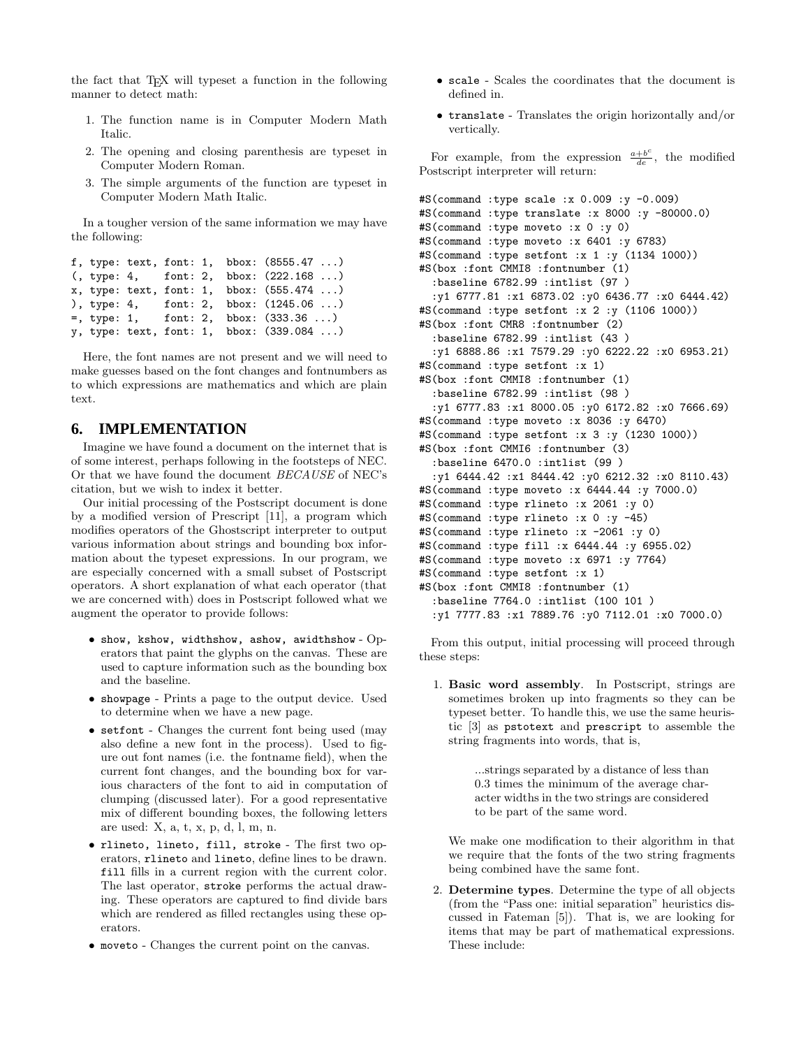the fact that TEX will typeset a function in the following manner to detect math:

1. The function name is in Computer Modern Math Italic.
2. The opening and closing parenthesis are typeset in Computer Modern Roman.
3. The simple arguments of the function are typeset in Computer Modern Math Italic.

In a tougher version of the same information we may have the following:

```
f, type: text, font: 1,  bbox: (8555.47 ...)
(, type: 4,    font: 2,  bbox: (222.168 ...)
x, type: text, font: 1,  bbox: (555.474 ...)
), type: 4,    font: 2,  bbox: (1245.06 ...)
=, type: 1,    font: 2,  bbox: (333.36 ...)
y, type: text, font: 1,  bbox: (339.084 ...)
```

Here, the font names are not present and we will need to make guesses based on the font changes and fontnumbers as to which expressions are mathematics and which are plain text.

## 6. IMPLEMENTATION

Imagine we have found a document on the internet that is of some interest, perhaps following in the footsteps of NEC. Or that we have found the document *BECAUSE* of NEC's citation, but we wish to index it better.

Our initial processing of the Postscript document is done by a modified version of Prescript [11], a program which modifies operators of the Ghostscript interpreter to output various information about strings and bounding box information about the typeset expressions. In our program, we are especially concerned with a small subset of Postscript operators. A short explanation of what each operator (that we are concerned with) does in Postscript followed what we augment the operator to provide follows:

- `show, kshow, widthshow, ashow, awidthshow` - Operators that paint the glyphs on the canvas. These are used to capture information such as the bounding box and the baseline.
- `showpage` - Prints a page to the output device. Used to determine when we have a new page.
- `setfont` - Changes the current font being used (may also define a new font in the process). Used to figure out font names (i.e. the fontname field), when the current font changes, and the bounding box for various characters of the font to aid in computation of clumping (discussed later). For a good representative mix of different bounding boxes, the following letters are used: X, a, t, x, p, d, l, m, n.
- `rlineto, lineto, fill, stroke` - The first two operators, `rlineto` and `lineto`, define lines to be drawn. `fill` fills in a current region with the current color. The last operator, `stroke` performs the actual drawing. These operators are captured to find divide bars which are rendered as filled rectangles using these operators.
- `moveto` - Changes the current point on the canvas.
- `scale` - Scales the coordinates that the document is defined in.
- `translate` - Translates the origin horizontally and/or vertically.

For example, from the expression $\frac{a+b^c}{de}$, the modified Postscript interpreter will return:

```
#S(command :type scale :x 0.009 :y -0.009)
#S(command :type translate :x 8000 :y -80000.0)
#S(command :type moveto :x 0 :y 0)
#S(command :type moveto :x 6401 :y 6783)
#S(command :type setfont :x 1 :y (1134 1000))
#S(box :font CMMI8 :fontnumber (1)
  :baseline 6782.99 :intlist (97 )
  :y1 6777.81 :x1 6873.02 :y0 6436.77 :x0 6444.42)
#S(command :type setfont :x 2 :y (1106 1000))
#S(box :font CMR8 :fontnumber (2)
  :baseline 6782.99 :intlist (43 )
  :y1 6888.86 :x1 7579.29 :y0 6222.22 :x0 6953.21)
#S(command :type setfont :x 1)
#S(box :font CMMI8 :fontnumber (1)
  :baseline 6782.99 :intlist (98 )
  :y1 6777.83 :x1 8000.05 :y0 6172.82 :x0 7666.69)
#S(command :type moveto :x 8036 :y 6470)
#S(command :type setfont :x 3 :y (1230 1000))
#S(box :font CMMI6 :fontnumber (3)
  :baseline 6470.0 :intlist (99 )
  :y1 6444.42 :x1 8444.42 :y0 6212.32 :x0 8110.43)
#S(command :type moveto :x 6444.44 :y 7000.0)
#S(command :type rlineto :x 2061 :y 0)
#S(command :type rlineto :x 0 :y -45)
#S(command :type rlineto :x -2061 :y 0)
#S(command :type fill :x 6444.44 :y 6955.02)
#S(command :type moveto :x 6971 :y 7764)
#S(command :type setfont :x 1)
#S(box :font CMMI8 :fontnumber (1)
  :baseline 7764.0 :intlist (100 101 )
  :y1 7777.83 :x1 7889.76 :y0 7112.01 :x0 7000.0)
```

From this output, initial processing will proceed through these steps:

1. **Basic word assembly**. In Postscript, strings are sometimes broken up into fragments so they can be typeset better. To handle this, we use the same heuristic [3] as `pstotext` and `prescript` to assemble the string fragments into words, that is,

   > ...strings separated by a distance of less than 0.3 times the minimum of the average character widths in the two strings are considered to be part of the same word.

   We make one modification to their algorithm in that we require that the fonts of the two string fragments being combined have the same font.

2. **Determine types**. Determine the type of all objects (from the "Pass one: initial separation" heuristics discussed in Fateman [5]). That is, we are looking for items that may be part of mathematical expressions. These include: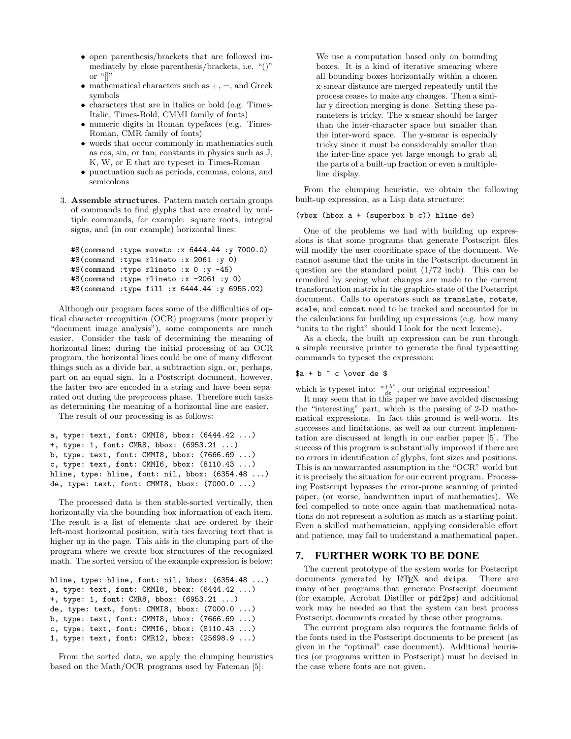- open parenthesis/brackets that are followed immediately by close parenthesis/brackets, i.e. "()" or "[]"
- mathematical characters such as +, =, and Greek symbols
- characters that are in italics or bold (e.g. Times-Italic, Times-Bold, CMMI family of fonts)
- numeric digits in Roman typefaces (e.g. Times-Roman, CMR family of fonts)
- words that occur commonly in mathematics such as cos, sin, or tan; constants in physics such as J, K, W, or E that are typeset in Times-Roman
- punctuation such as periods, commas, colons, and semicolons

3. **Assemble structures**. Pattern match certain groups of commands to find glyphs that are created by multiple commands, for example: square roots, integral signs, and (in our example) horizontal lines:

```
#S(command :type moveto :x 6444.44 :y 7000.0)
#S(command :type rlineto :x 2061 :y 0)
#S(command :type rlineto :x 0 :y -45)
#S(command :type rlineto :x -2061 :y 0)
#S(command :type fill :x 6444.44 :y 6955.02)
```

Although our program faces some of the difficulties of optical character recognition (OCR) programs (more properly "document image analysis"), some components are much easier. Consider the task of determining the meaning of horizontal lines; during the initial processing of an OCR program, the horizontal lines could be one of many different things such as a divide bar, a subtraction sign, or, perhaps, part on an equal sign. In a Postscript document, however, the latter two are encoded in a string and have been separated out during the preprocess phase. Therefore such tasks as determining the meaning of a horizontal line are easier.

The result of our processing is as follows:

```
a, type: text, font: CMMI8, bbox: (6444.42 ...)
+, type: 1, font: CMR8, bbox: (6953.21 ...)
b, type: text, font: CMMI8, bbox: (7666.69 ...)
c, type: text, font: CMMI6, bbox: (8110.43 ...)
hline, type: hline, font: nil, bbox: (6354.48 ...)
de, type: text, font: CMMI8, bbox: (7000.0 ...)
```

The processed data is then stable-sorted vertically, then horizontally via the bounding box information of each item. The result is a list of elements that are ordered by their left-most horizontal position, with ties favoring text that is higher up in the page. This aids in the clumping part of the program where we create box structures of the recognized math. The sorted version of the example expression is below:

```
hline, type: hline, font: nil, bbox: (6354.48 ...)
a, type: text, font: CMMI8, bbox: (6444.42 ...)
+, type: 1, font: CMR8, bbox: (6953.21 ...)
de, type: text, font: CMMI8, bbox: (7000.0 ...)
b, type: text, font: CMMI8, bbox: (7666.69 ...)
c, type: text, font: CMMI6, bbox: (8110.43 ...)
1, type: text, font: CMR12, bbox: (25698.9 ...)
```

From the sorted data, we apply the clumping heuristics based on the Math/OCR programs used by Fateman [5]:

> We use a computation based only on bounding boxes. It is a kind of iterative smearing where all bounding boxes horizontally within a chosen x-smear distance are merged repeatedly until the process ceases to make any changes. Then a similar y direction merging is done. Setting these parameters is tricky. The x-smear should be larger than the inter-character space but smaller than the inter-word space. The y-smear is especially tricky since it must be considerably smaller than the inter-line space yet large enough to grab all the parts of a built-up fraction or even a multiple-line display.

From the clumping heuristic, we obtain the following built-up expression, as a Lisp data structure:

```
(vbox (hbox a + (superbox b c)) hline de)
```

One of the problems we had with building up expressions is that some programs that generate Postscript files will modify the user coordinate space of the document. We cannot assume that the units in the Postscript document in question are the standard point (1/72 inch). This can be remedied by seeing what changes are made to the current transformation matrix in the graphics state of the Postscript document. Calls to operators such as `translate`, `rotate`, `scale`, and `concat` need to be tracked and accounted for in the calculations for building up expressions (e.g. how many "units to the right" should I look for the next lexeme).

As a check, the built up expression can be run through a simple recursive printer to generate the final typesetting commands to typeset the expression:

```
$a + b ^ c \over de $
```

which is typeset into: $\frac{a+b^c}{de}$, our original expression!

It may seem that in this paper we have avoided discussing the "interesting" part, which is the parsing of 2-D mathematical expressions. In fact this ground is well-worn. Its successes and limitations, as well as our current implementation are discussed at length in our earlier paper [5]. The success of this program is substantially improved if there are no errors in identification of glyphs, font sizes and positions. This is an unwarranted assumption in the "OCR" world but it is precisely the situation for our current program. Processing Postscript bypasses the error-prone scanning of printed paper, (or worse, handwritten input of mathematics). We feel compelled to note once again that mathematical notations do not represent a solution as much as a starting point. Even a skilled mathematician, applying considerable effort and patience, may fail to understand a mathematical paper.

## 7. FURTHER WORK TO BE DONE

The current prototype of the system works for Postscript documents generated by LaTeX and `dvips`. There are many other programs that generate Postscript document (for example, Acrobat Distiller or `pdf2ps`) and additional work may be needed so that the system can best process Postscript documents created by these other programs.

The current program also requires the fontname fields of the fonts used in the Postscript documents to be present (as given in the "optimal" case document). Additional heuristics (or programs written in Postscript) must be devised in the case where fonts are not given.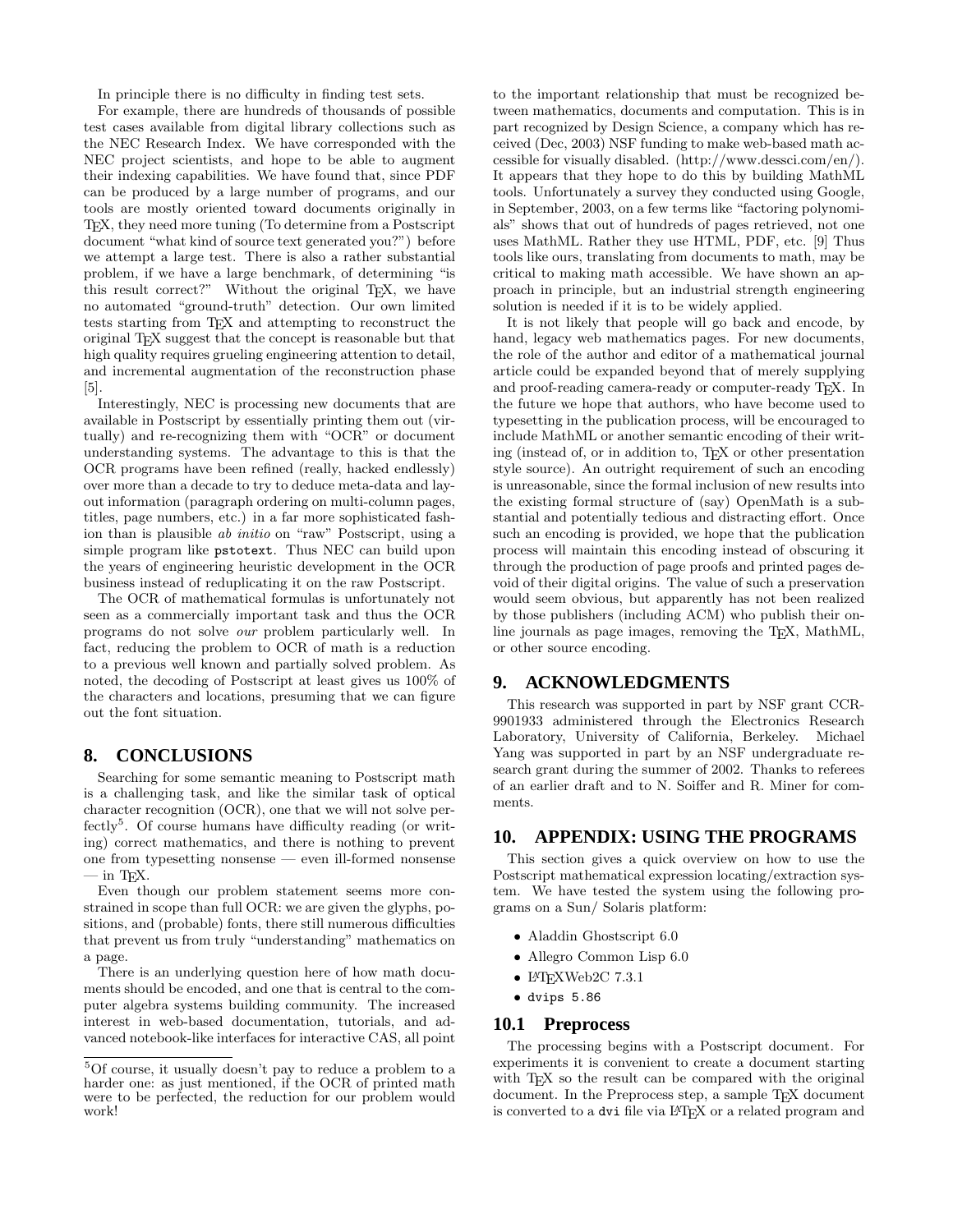In principle there is no difficulty in finding test sets.

For example, there are hundreds of thousands of possible test cases available from digital library collections such as the NEC Research Index. We have corresponded with the NEC project scientists, and hope to be able to augment their indexing capabilities. We have found that, since PDF can be produced by a large number of programs, and our tools are mostly oriented toward documents originally in TEX, they need more tuning (To determine from a Postscript document "what kind of source text generated you?") before we attempt a large test. There is also a rather substantial problem, if we have a large benchmark, of determining "is this result correct?" Without the original TEX, we have no automated "ground-truth" detection. Our own limited tests starting from TEX and attempting to reconstruct the original TEX suggest that the concept is reasonable but that high quality requires grueling engineering attention to detail, and incremental augmentation of the reconstruction phase [5].

Interestingly, NEC is processing new documents that are available in Postscript by essentially printing them out (virtually) and re-recognizing them with "OCR" or document understanding systems. The advantage to this is that the OCR programs have been refined (really, hacked endlessly) over more than a decade to try to deduce meta-data and layout information (paragraph ordering on multi-column pages, titles, page numbers, etc.) in a far more sophisticated fashion than is plausible *ab initio* on "raw" Postscript, using a simple program like `pstotext`. Thus NEC can build upon the years of engineering heuristic development in the OCR business instead of reduplicating it on the raw Postscript.

The OCR of mathematical formulas is unfortunately not seen as a commercially important task and thus the OCR programs do not solve *our* problem particularly well. In fact, reducing the problem to OCR of math is a reduction to a previous well known and partially solved problem. As noted, the decoding of Postscript at least gives us 100% of the characters and locations, presuming that we can figure out the font situation.

## 8. CONCLUSIONS

Searching for some semantic meaning to Postscript math is a challenging task, and like the similar task of optical character recognition (OCR), one that we will not solve perfectly[5]. Of course humans have difficulty reading (or writing) correct mathematics, and there is nothing to prevent one from typesetting nonsense — even ill-formed nonsense — in TEX.

Even though our problem statement seems more constrained in scope than full OCR: we are given the glyphs, positions, and (probable) fonts, there still numerous difficulties that prevent us from truly "understanding" mathematics on a page.

There is an underlying question here of how math documents should be encoded, and one that is central to the computer algebra systems building community. The increased interest in web-based documentation, tutorials, and advanced notebook-like interfaces for interactive CAS, all point to the important relationship that must be recognized between mathematics, documents and computation. This is in part recognized by Design Science, a company which has received (Dec, 2003) NSF funding to make web-based math accessible for visually disabled. (http://www.dessci.com/en/). It appears that they hope to do this by building MathML tools. Unfortunately a survey they conducted using Google, in September, 2003, on a few terms like "factoring polynomials" shows that out of hundreds of pages retrieved, not one uses MathML. Rather they use HTML, PDF, etc. [9] Thus tools like ours, translating from documents to math, may be critical to making math accessible. We have shown an approach in principle, but an industrial strength engineering solution is needed if it is to be widely applied.

It is not likely that people will go back and encode, by hand, legacy web mathematics pages. For new documents, the role of the author and editor of a mathematical journal article could be expanded beyond that of merely supplying and proof-reading camera-ready or computer-ready TEX. In the future we hope that authors, who have become used to typesetting in the publication process, will be encouraged to include MathML or another semantic encoding of their writing (instead of, or in addition to, TEX or other presentation style source). An outright requirement of such an encoding is unreasonable, since the formal inclusion of new results into the existing formal structure of (say) OpenMath is a substantial and potentially tedious and distracting effort. Once such an encoding is provided, we hope that the publication process will maintain this encoding instead of obscuring it through the production of page proofs and printed pages devoid of their digital origins. The value of such a preservation would seem obvious, but apparently has not been realized by those publishers (including ACM) who publish their online journals as page images, removing the TEX, MathML, or other source encoding.

## 9. ACKNOWLEDGMENTS

This research was supported in part by NSF grant CCR-9901933 administered through the Electronics Research Laboratory, University of California, Berkeley. Michael Yang was supported in part by an NSF undergraduate research grant during the summer of 2002. Thanks to referees of an earlier draft and to N. Soiffer and R. Miner for comments.

## 10. APPENDIX: USING THE PROGRAMS

This section gives a quick overview on how to use the Postscript mathematical expression locating/extraction system. We have tested the system using the following programs on a Sun/ Solaris platform:

- Aladdin Ghostscript 6.0
- Allegro Common Lisp 6.0
- LATEXWeb2C 7.3.1
- `dvips 5.86`

### 10.1 Preprocess

The processing begins with a Postscript document. For experiments it is convenient to create a document starting with TEX so the result can be compared with the original document. In the Preprocess step, a sample TEX document is converted to a `dvi` file via LATEX or a related program and

[5]Of course, it usually doesn't pay to reduce a problem to a harder one: as just mentioned, if the OCR of printed math were to be perfected, the reduction for our problem would work!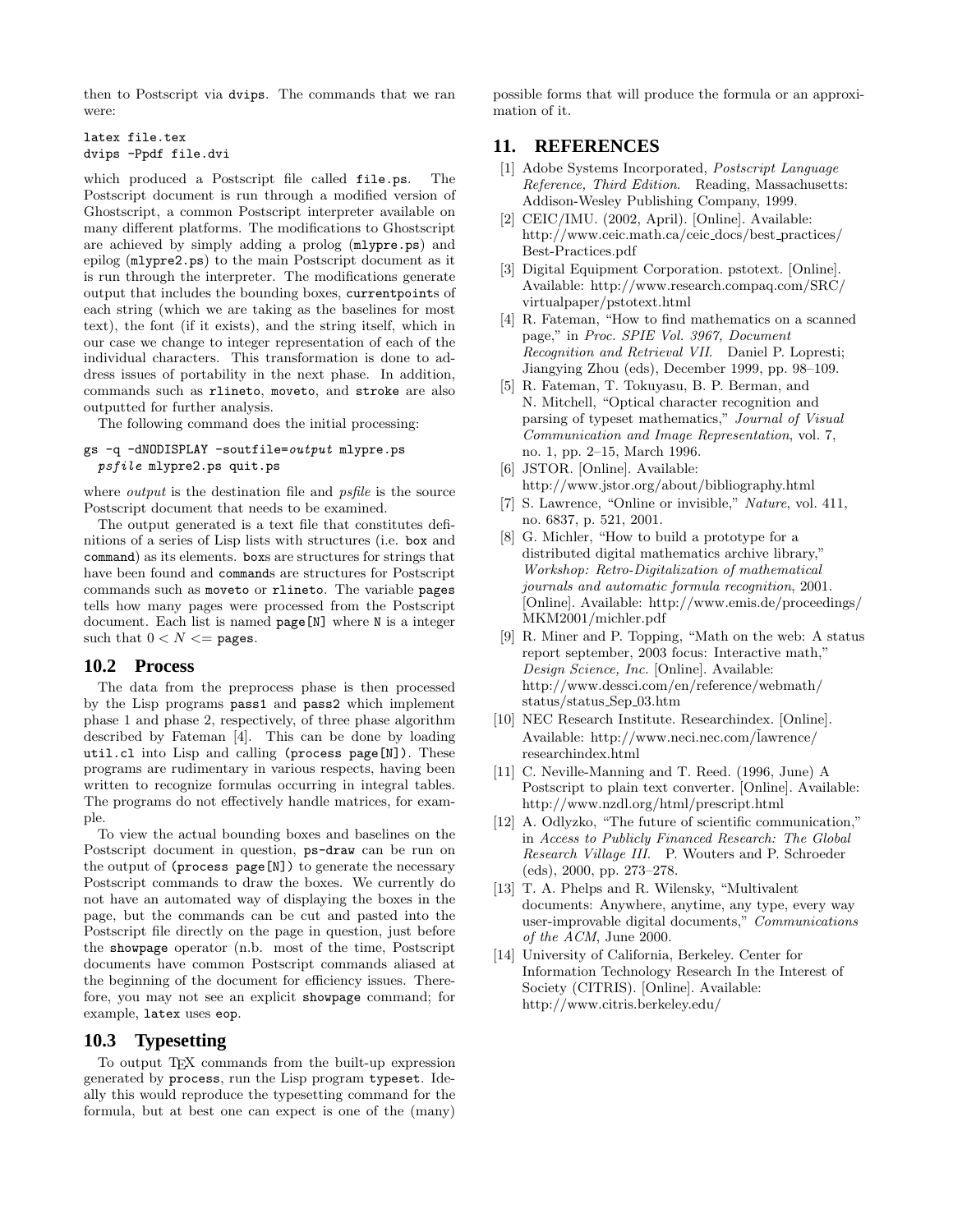then to Postscript via `dvips`. The commands that we ran were:

```
latex file.tex
dvips -Ppdf file.dvi
```

which produced a Postscript file called `file.ps`. The Postscript document is run through a modified version of Ghostscript, a common Postscript interpreter available on many different platforms. The modifications to Ghostscript are achieved by simply adding a prolog (`mlypre.ps`) and epilog (`mlypre2.ps`) to the main Postscript document as it is run through the interpreter. The modifications generate output that includes the bounding boxes, `currentpoint`s of each string (which we are taking as the baselines for most text), the font (if it exists), and the string itself, which in our case we change to integer representation of each of the individual characters. This transformation is done to address issues of portability in the next phase. In addition, commands such as `rlineto`, `moveto`, and `stroke` are also outputted for further analysis.

The following command does the initial processing:

```
gs -q -dNODISPLAY -soutfile=output mlypre.ps
  psfile mlypre2.ps quit.ps
```

where *output* is the destination file and *psfile* is the source Postscript document that needs to be examined.

The output generated is a text file that constitutes definitions of a series of Lisp lists with structures (i.e. `box` and `command`) as its elements. `box`s are structures for strings that have been found and `command`s are structures for Postscript commands such as `moveto` or `rlineto`. The variable `pages` tells how many pages were processed from the Postscript document. Each list is named `page[N]` where `N` is a integer such that $0 < N <=$ `pages`.

## 10.2 Process

The data from the preprocess phase is then processed by the Lisp programs `pass1` and `pass2` which implement phase 1 and phase 2, respectively, of three phase algorithm described by Fateman [4]. This can be done by loading `util.cl` into Lisp and calling `(process page[N])`. These programs are rudimentary in various respects, having been written to recognize formulas occurring in integral tables. The programs do not effectively handle matrices, for example.

To view the actual bounding boxes and baselines on the Postscript document in question, `ps-draw` can be run on the output of `(process page[N])` to generate the necessary Postscript commands to draw the boxes. We currently do not have an automated way of displaying the boxes in the page, but the commands can be cut and pasted into the Postscript file directly on the page in question, just before the `showpage` operator (n.b. most of the time, Postscript documents have common Postscript commands aliased at the beginning of the document for efficiency issues. Therefore, you may not see an explicit `showpage` command; for example, `latex` uses `eop`.

## 10.3 Typesetting

To output TEX commands from the built-up expression generated by `process`, run the Lisp program `typeset`. Ideally this would reproduce the typesetting command for the formula, but at best one can expect is one of the (many) possible forms that will produce the formula or an approximation of it.

# 11. REFERENCES

[1] Adobe Systems Incorporated, *Postscript Language Reference, Third Edition*. Reading, Massachusetts: Addison-Wesley Publishing Company, 1999.

[2] CEIC/IMU. (2002, April). [Online]. Available: http://www.ceic.math.ca/ceic_docs/best_practices/Best-Practices.pdf

[3] Digital Equipment Corporation. pstotext. [Online]. Available: http://www.research.compaq.com/SRC/virtualpaper/pstotext.html

[4] R. Fateman, "How to find mathematics on a scanned page," in *Proc. SPIE Vol. 3967, Document Recognition and Retrieval VII*. Daniel P. Lopresti; Jiangying Zhou (eds), December 1999, pp. 98–109.

[5] R. Fateman, T. Tokuyasu, B. P. Berman, and N. Mitchell, "Optical character recognition and parsing of typeset mathematics," *Journal of Visual Communication and Image Representation*, vol. 7, no. 1, pp. 2–15, March 1996.

[6] JSTOR. [Online]. Available: http://www.jstor.org/about/bibliography.html

[7] S. Lawrence, "Online or invisible," *Nature*, vol. 411, no. 6837, p. 521, 2001.

[8] G. Michler, "How to build a prototype for a distributed digital mathematics archive library," *Workshop: Retro-Digitalization of mathematical journals and automatic formula recognition*, 2001. [Online]. Available: http://www.emis.de/proceedings/MKM2001/michler.pdf

[9] R. Miner and P. Topping, "Math on the web: A status report september, 2003 focus: Interactive math," *Design Science, Inc.* [Online]. Available: http://www.dessci.com/en/reference/webmath/status/status_Sep_03.htm

[10] NEC Research Institute. Researchindex. [Online]. Available: http://www.neci.nec.com/~lawrence/researchindex.html

[11] C. Neville-Manning and T. Reed. (1996, June) A Postscript to plain text converter. [Online]. Available: http://www.nzdl.org/html/prescript.html

[12] A. Odlyzko, "The future of scientific communication," in *Access to Publicly Financed Research: The Global Research Village III*. P. Wouters and P. Schroeder (eds), 2000, pp. 273–278.

[13] T. A. Phelps and R. Wilensky, "Multivalent documents: Anywhere, anytime, any type, every way user-improvable digital documents," *Communications of the ACM*, June 2000.

[14] University of California, Berkeley. Center for Information Technology Research In the Interest of Society (CITRIS). [Online]. Available: http://www.citris.berkeley.edu/